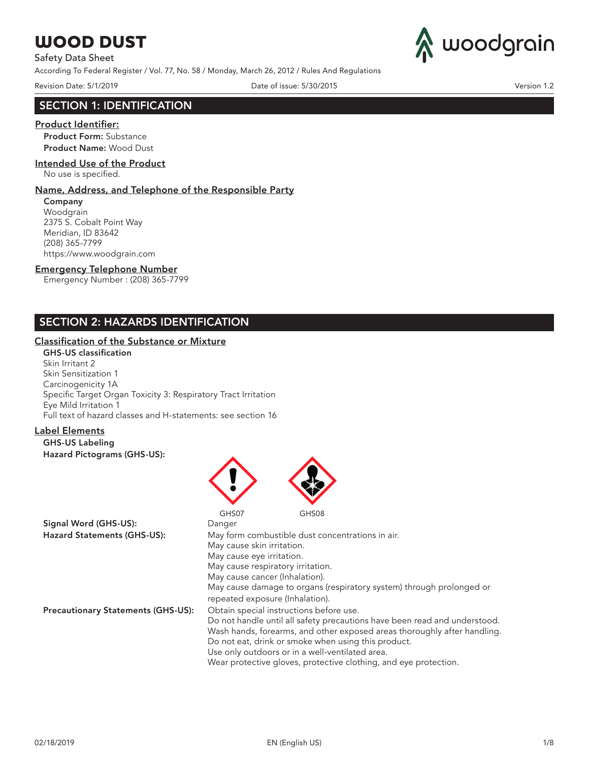# WOOD DUST

Safety Data Sheet

According To Federal Register / Vol. 77, No. 58 / Monday, March 26, 2012 / Rules And Regulations

Revision Date: 5/1/2019 Date of issue: 5/30/2015 Version 1.2

## SECTION 1: IDENTIFICATION

### Product Identifier:

**Product Form:** Substance
**Product Name:** Wood Dust

### Intended Use of the Product

No use is specified.

### Name, Address, and Telephone of the Responsible Party

**Company**
Woodgrain
2375 S. Cobalt Point Way
Meridian, ID 83642
(208) 365-7799
https://www.woodgrain.com

### Emergency Telephone Number

Emergency Number : (208) 365-7799

## SECTION 2: HAZARDS IDENTIFICATION

### Classification of the Substance or Mixture

**GHS-US classification**
Skin Irritant 2
Skin Sensitization 1
Carcinogenicity 1A
Specific Target Organ Toxicity 3: Respiratory Tract Irritation
Eye Mild Irritation 1
Full text of hazard classes and H-statements: see section 16

### Label Elements

**GHS-US Labeling**
**Hazard Pictograms (GHS-US):**

GHS07 GHS08

**Signal Word (GHS-US):** Danger

**Hazard Statements (GHS-US):**
May form combustible dust concentrations in air.
May cause skin irritation.
May cause eye irritation.
May cause respiratory irritation.
May cause cancer (Inhalation).
May cause damage to organs (respiratory system) through prolonged or repeated exposure (Inhalation).

**Precautionary Statements (GHS-US):**
Obtain special instructions before use.
Do not handle until all safety precautions have been read and understood.
Wash hands, forearms, and other exposed areas thoroughly after handling.
Do not eat, drink or smoke when using this product.
Use only outdoors or in a well-ventilated area.
Wear protective gloves, protective clothing, and eye protection.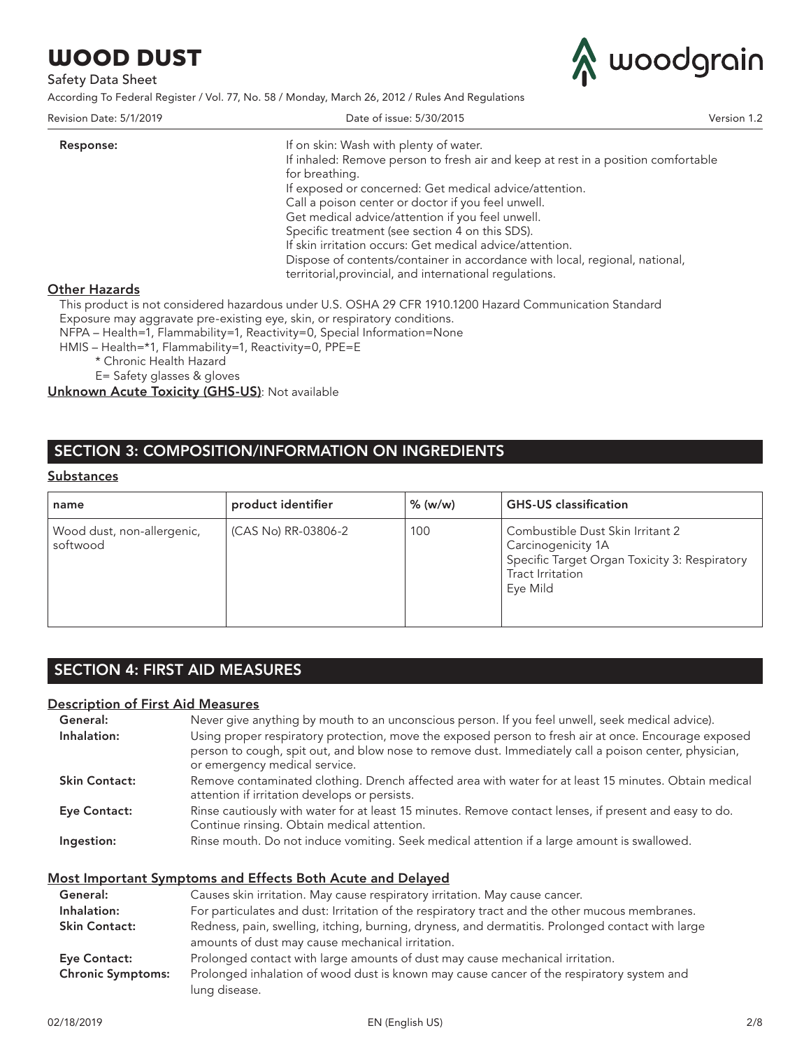| | |
|---|---|
| **Response:** | If on skin: Wash with plenty of water.<br>If inhaled: Remove person to fresh air and keep at rest in a position comfortable for breathing.<br>If exposed or concerned: Get medical advice/attention.<br>Call a poison center or doctor if you feel unwell.<br>Get medical advice/attention if you feel unwell.<br>Specific treatment (see section 4 on this SDS).<br>If skin irritation occurs: Get medical advice/attention.<br>Dispose of contents/container in accordance with local, regional, national, territorial,provincial, and international regulations. |

### Other Hazards

This product is not considered hazardous under U.S. OSHA 29 CFR 1910.1200 Hazard Communication Standard
Exposure may aggravate pre-existing eye, skin, or respiratory conditions.
NFPA – Health=1, Flammability=1, Reactivity=0, Special Information=None
HMIS – Health=*1, Flammability=1, Reactivity=0, PPE=E
  * Chronic Health Hazard
  E= Safety glasses & gloves

**Unknown Acute Toxicity (GHS-US)**: Not available

## SECTION 3: COMPOSITION/INFORMATION ON INGREDIENTS

### Substances

| name | product identifier | % (w/w) | GHS-US classification |
|---|---|---|---|
| Wood dust, non-allergenic, softwood | (CAS No) RR-03806-2 | 100 | Combustible Dust Skin Irritant 2<br>Carcinogenicity 1A<br>Specific Target Organ Toxicity 3: Respiratory Tract Irritation<br>Eye Mild |

## SECTION 4: FIRST AID MEASURES

### Description of First Aid Measures

**General:** Never give anything by mouth to an unconscious person. If you feel unwell, seek medical advice).

**Inhalation:** Using proper respiratory protection, move the exposed person to fresh air at once. Encourage exposed person to cough, spit out, and blow nose to remove dust. Immediately call a poison center, physician, or emergency medical service.

**Skin Contact:** Remove contaminated clothing. Drench affected area with water for at least 15 minutes. Obtain medical attention if irritation develops or persists.

**Eye Contact:** Rinse cautiously with water for at least 15 minutes. Remove contact lenses, if present and easy to do. Continue rinsing. Obtain medical attention.

**Ingestion:** Rinse mouth. Do not induce vomiting. Seek medical attention if a large amount is swallowed.

### Most Important Symptoms and Effects Both Acute and Delayed

**General:** Causes skin irritation. May cause respiratory irritation. May cause cancer.

**Inhalation:** For particulates and dust: Irritation of the respiratory tract and the other mucous membranes.

**Skin Contact:** Redness, pain, swelling, itching, burning, dryness, and dermatitis. Prolonged contact with large amounts of dust may cause mechanical irritation.

**Eye Contact:** Prolonged contact with large amounts of dust may cause mechanical irritation.

**Chronic Symptoms:** Prolonged inhalation of wood dust is known may cause cancer of the respiratory system and lung disease.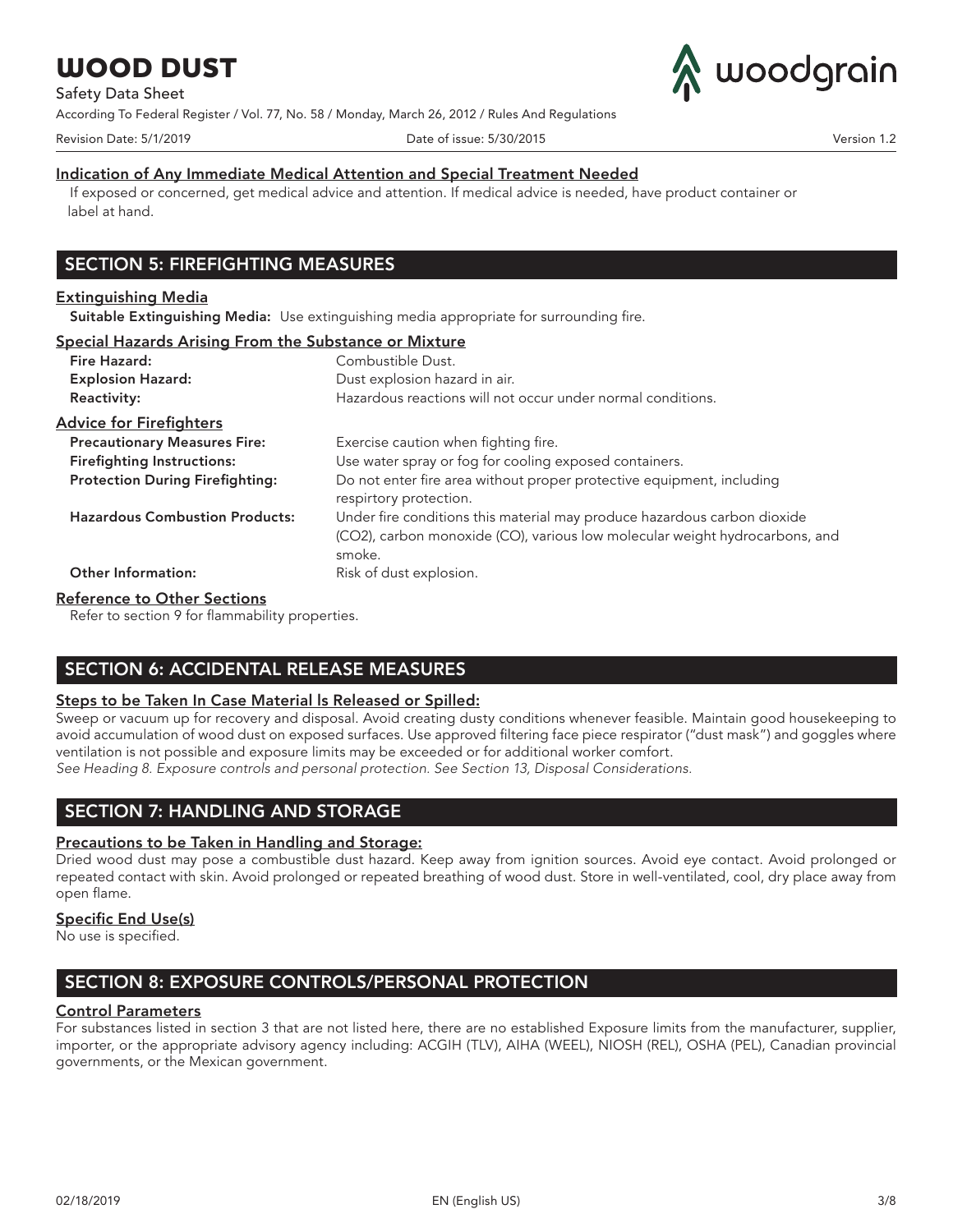### Indication of Any Immediate Medical Attention and Special Treatment Needed

If exposed or concerned, get medical advice and attention. If medical advice is needed, have product container or label at hand.

## SECTION 5: FIREFIGHTING MEASURES

### Extinguishing Media

**Suitable Extinguishing Media:** Use extinguishing media appropriate for surrounding fire.

### Special Hazards Arising From the Substance or Mixture

**Fire Hazard:** Combustible Dust.

**Explosion Hazard:** Dust explosion hazard in air.

**Reactivity:** Hazardous reactions will not occur under normal conditions.

### Advice for Firefighters

**Precautionary Measures Fire:** Exercise caution when fighting fire.

**Firefighting Instructions:** Use water spray or fog for cooling exposed containers.

**Protection During Firefighting:** Do not enter fire area without proper protective equipment, including respirtory protection.

**Hazardous Combustion Products:** Under fire conditions this material may produce hazardous carbon dioxide (CO2), carbon monoxide (CO), various low molecular weight hydrocarbons, and smoke.

**Other Information:** Risk of dust explosion.

### Reference to Other Sections

Refer to section 9 for flammability properties.

## SECTION 6: ACCIDENTAL RELEASE MEASURES

### Steps to be Taken In Case Material Is Released or Spilled:

Sweep or vacuum up for recovery and disposal. Avoid creating dusty conditions whenever feasible. Maintain good housekeeping to avoid accumulation of wood dust on exposed surfaces. Use approved filtering face piece respirator ("dust mask") and goggles where ventilation is not possible and exposure limits may be exceeded or for additional worker comfort.

*See Heading 8. Exposure controls and personal protection. See Section 13, Disposal Considerations.*

## SECTION 7: HANDLING AND STORAGE

### Precautions to be Taken in Handling and Storage:

Dried wood dust may pose a combustible dust hazard. Keep away from ignition sources. Avoid eye contact. Avoid prolonged or repeated contact with skin. Avoid prolonged or repeated breathing of wood dust. Store in well-ventilated, cool, dry place away from open flame.

### Specific End Use(s)

No use is specified.

## SECTION 8: EXPOSURE CONTROLS/PERSONAL PROTECTION

### Control Parameters

For substances listed in section 3 that are not listed here, there are no established Exposure limits from the manufacturer, supplier, importer, or the appropriate advisory agency including: ACGIH (TLV), AIHA (WEEL), NIOSH (REL), OSHA (PEL), Canadian provincial governments, or the Mexican government.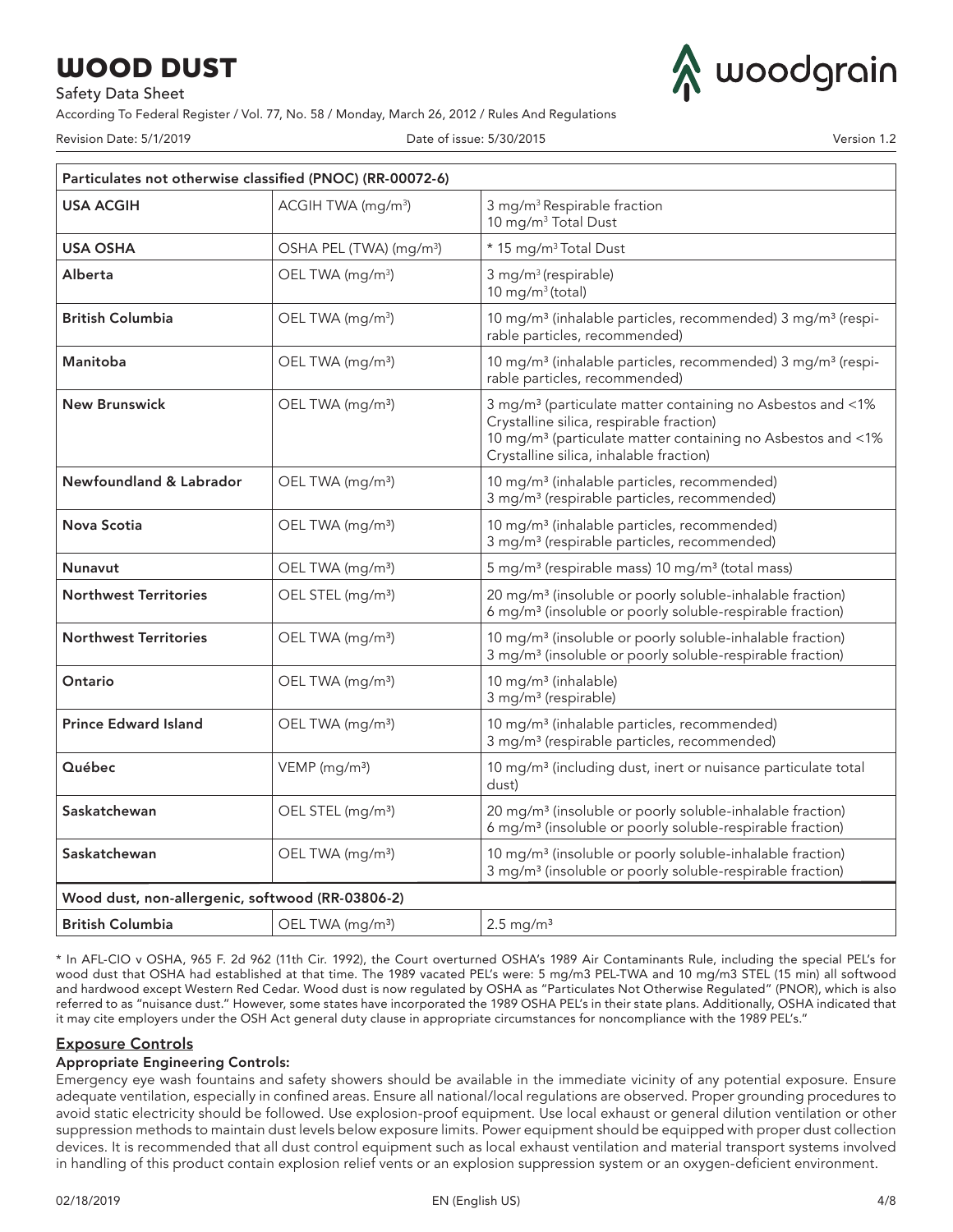| Particulates not otherwise classified (PNOC) (RR-00072-6) | | |
|---|---|---|
| **USA ACGIH** | ACGIH TWA (mg/m³) | 3 mg/m³ Respirable fraction<br>10 mg/m³ Total Dust |
| **USA OSHA** | OSHA PEL (TWA) (mg/m³) | * 15 mg/m³ Total Dust |
| **Alberta** | OEL TWA (mg/m³) | 3 mg/m³ (respirable)<br>10 mg/m³ (total) |
| **British Columbia** | OEL TWA (mg/m³) | 10 mg/m³ (inhalable particles, recommended) 3 mg/m³ (respirable particles, recommended) |
| **Manitoba** | OEL TWA (mg/m³) | 10 mg/m³ (inhalable particles, recommended) 3 mg/m³ (respirable particles, recommended) |
| **New Brunswick** | OEL TWA (mg/m³) | 3 mg/m³ (particulate matter containing no Asbestos and <1% Crystalline silica, respirable fraction)<br>10 mg/m³ (particulate matter containing no Asbestos and <1% Crystalline silica, inhalable fraction) |
| **Newfoundland & Labrador** | OEL TWA (mg/m³) | 10 mg/m³ (inhalable particles, recommended)<br>3 mg/m³ (respirable particles, recommended) |
| **Nova Scotia** | OEL TWA (mg/m³) | 10 mg/m³ (inhalable particles, recommended)<br>3 mg/m³ (respirable particles, recommended) |
| **Nunavut** | OEL TWA (mg/m³) | 5 mg/m³ (respirable mass) 10 mg/m³ (total mass) |
| **Northwest Territories** | OEL STEL (mg/m³) | 20 mg/m³ (insoluble or poorly soluble-inhalable fraction)<br>6 mg/m³ (insoluble or poorly soluble-respirable fraction) |
| **Northwest Territories** | OEL TWA (mg/m³) | 10 mg/m³ (insoluble or poorly soluble-inhalable fraction)<br>3 mg/m³ (insoluble or poorly soluble-respirable fraction) |
| **Ontario** | OEL TWA (mg/m³) | 10 mg/m³ (inhalable)<br>3 mg/m³ (respirable) |
| **Prince Edward Island** | OEL TWA (mg/m³) | 10 mg/m³ (inhalable particles, recommended)<br>3 mg/m³ (respirable particles, recommended) |
| **Québec** | VEMP (mg/m³) | 10 mg/m³ (including dust, inert or nuisance particulate total dust) |
| **Saskatchewan** | OEL STEL (mg/m³) | 20 mg/m³ (insoluble or poorly soluble-inhalable fraction)<br>6 mg/m³ (insoluble or poorly soluble-respirable fraction) |
| **Saskatchewan** | OEL TWA (mg/m³) | 10 mg/m³ (insoluble or poorly soluble-inhalable fraction)<br>3 mg/m³ (insoluble or poorly soluble-respirable fraction) |
| **Wood dust, non-allergenic, softwood (RR-03806-2)** | | |
| **British Columbia** | OEL TWA (mg/m³) | 2.5 mg/m³ |

* In AFL-CIO v OSHA, 965 F. 2d 962 (11th Cir. 1992), the Court overturned OSHA's 1989 Air Contaminants Rule, including the special PEL's for wood dust that OSHA had established at that time. The 1989 vacated PEL's were: 5 mg/m3 PEL-TWA and 10 mg/m3 STEL (15 min) all softwood and hardwood except Western Red Cedar. Wood dust is now regulated by OSHA as "Particulates Not Otherwise Regulated" (PNOR), which is also referred to as "nuisance dust." However, some states have incorporated the 1989 OSHA PEL's in their state plans. Additionally, OSHA indicated that it may cite employers under the OSH Act general duty clause in appropriate circumstances for noncompliance with the 1989 PEL's."

## Exposure Controls

**Appropriate Engineering Controls:**

Emergency eye wash fountains and safety showers should be available in the immediate vicinity of any potential exposure. Ensure adequate ventilation, especially in confined areas. Ensure all national/local regulations are observed. Proper grounding procedures to avoid static electricity should be followed. Use explosion-proof equipment. Use local exhaust or general dilution ventilation or other suppression methods to maintain dust levels below exposure limits. Power equipment should be equipped with proper dust collection devices. It is recommended that all dust control equipment such as local exhaust ventilation and material transport systems involved in handling of this product contain explosion relief vents or an explosion suppression system or an oxygen-deficient environment.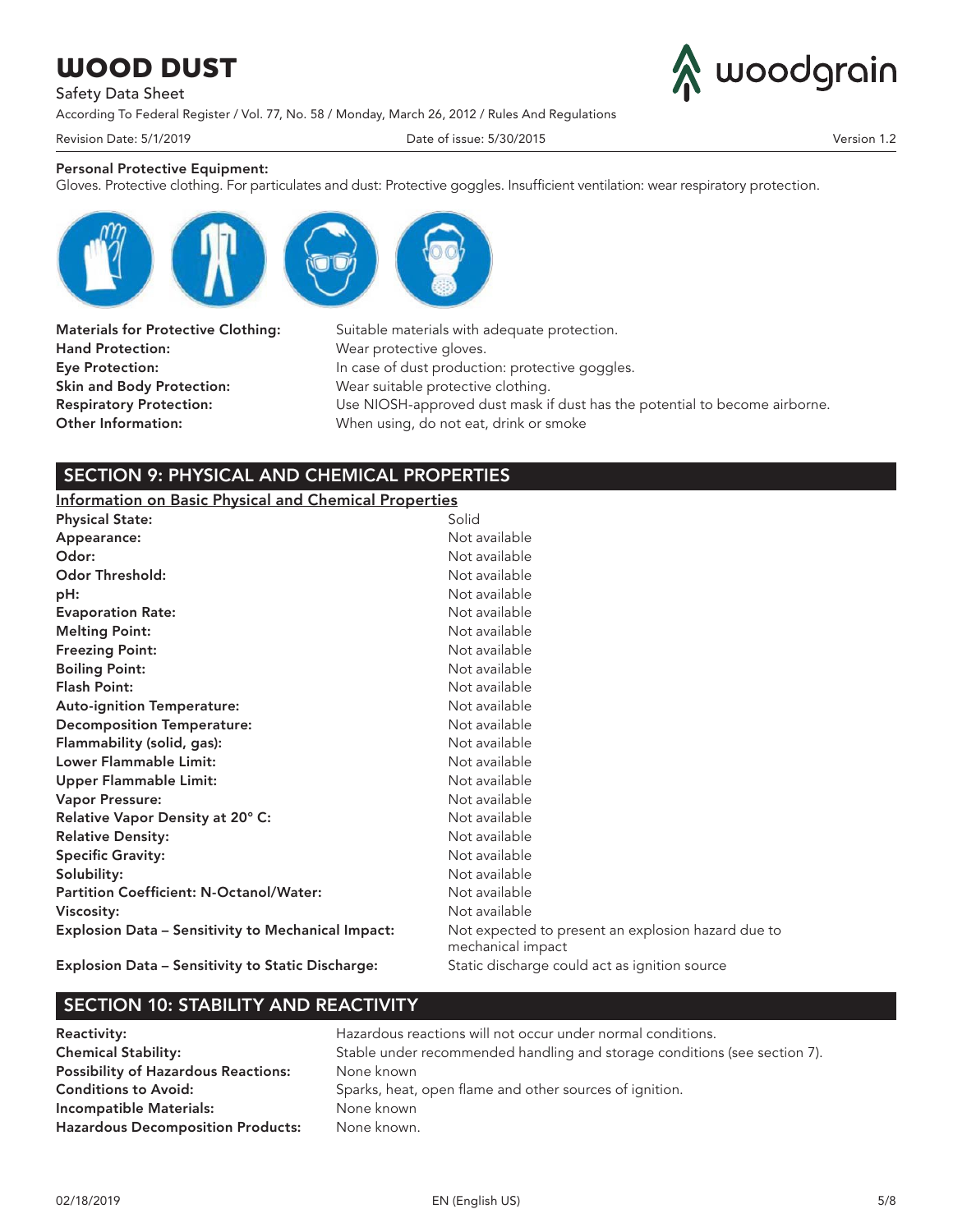**Personal Protective Equipment:**
Gloves. Protective clothing. For particulates and dust: Protective goggles. Insufficient ventilation: wear respiratory protection.

**Materials for Protective Clothing:** Suitable materials with adequate protection.
**Hand Protection:** Wear protective gloves.
**Eye Protection:** In case of dust production: protective goggles.
**Skin and Body Protection:** Wear suitable protective clothing.
**Respiratory Protection:** Use NIOSH-approved dust mask if dust has the potential to become airborne.
**Other Information:** When using, do not eat, drink or smoke

## SECTION 9: PHYSICAL AND CHEMICAL PROPERTIES

**Information on Basic Physical and Chemical Properties**

**Physical State:** Solid
**Appearance:** Not available
**Odor:** Not available
**Odor Threshold:** Not available
**pH:** Not available
**Evaporation Rate:** Not available
**Melting Point:** Not available
**Freezing Point:** Not available
**Boiling Point:** Not available
**Flash Point:** Not available
**Auto-ignition Temperature:** Not available
**Decomposition Temperature:** Not available
**Flammability (solid, gas):** Not available
**Lower Flammable Limit:** Not available
**Upper Flammable Limit:** Not available
**Vapor Pressure:** Not available
**Relative Vapor Density at 20° C:** Not available
**Relative Density:** Not available
**Specific Gravity:** Not available
**Solubility:** Not available
**Partition Coefficient: N-Octanol/Water:** Not available
**Viscosity:** Not available
**Explosion Data – Sensitivity to Mechanical Impact:** Not expected to present an explosion hazard due to mechanical impact
**Explosion Data – Sensitivity to Static Discharge:** Static discharge could act as ignition source

## SECTION 10: STABILITY AND REACTIVITY

**Reactivity:** Hazardous reactions will not occur under normal conditions.
**Chemical Stability:** Stable under recommended handling and storage conditions (see section 7).
**Possibility of Hazardous Reactions:** None known
**Conditions to Avoid:** Sparks, heat, open flame and other sources of ignition.
**Incompatible Materials:** None known
**Hazardous Decomposition Products:** None known.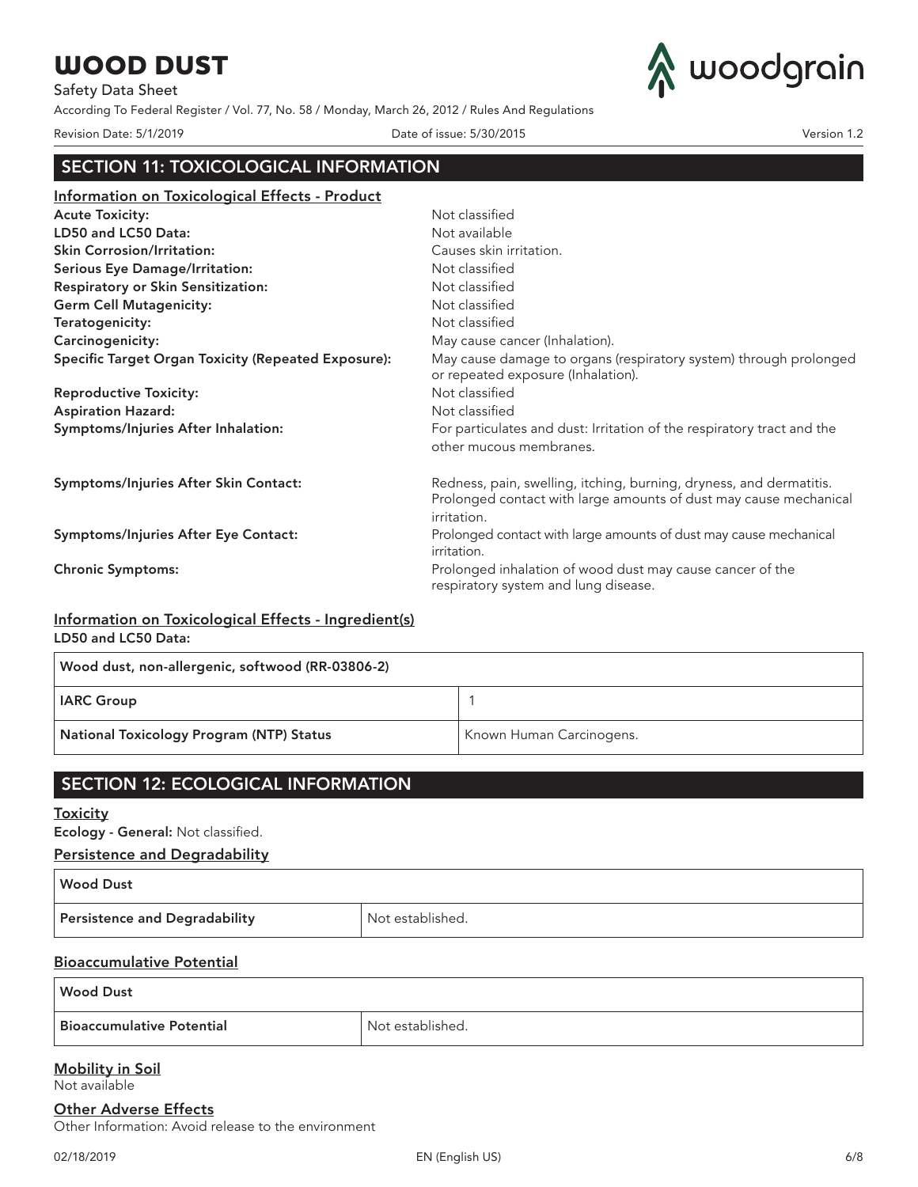## SECTION 11: TOXICOLOGICAL INFORMATION

### Information on Toxicological Effects - Product

**Acute Toxicity:** Not classified

**LD50 and LC50 Data:** Not available

**Skin Corrosion/Irritation:** Causes skin irritation.

**Serious Eye Damage/Irritation:** Not classified

**Respiratory or Skin Sensitization:** Not classified

**Germ Cell Mutagenicity:** Not classified

**Teratogenicity:** Not classified

**Carcinogenicity:** May cause cancer (Inhalation).

**Specific Target Organ Toxicity (Repeated Exposure):** May cause damage to organs (respiratory system) through prolonged or repeated exposure (Inhalation).

**Reproductive Toxicity:** Not classified

**Aspiration Hazard:** Not classified

**Symptoms/Injuries After Inhalation:** For particulates and dust: Irritation of the respiratory tract and the other mucous membranes.

**Symptoms/Injuries After Skin Contact:** Redness, pain, swelling, itching, burning, dryness, and dermatitis. Prolonged contact with large amounts of dust may cause mechanical irritation.

**Symptoms/Injuries After Eye Contact:** Prolonged contact with large amounts of dust may cause mechanical irritation.

**Chronic Symptoms:** Prolonged inhalation of wood dust may cause cancer of the respiratory system and lung disease.

### Information on Toxicological Effects - Ingredient(s)

**LD50 and LC50 Data:**

| Wood dust, non-allergenic, softwood (RR-03806-2) | |
|---|---|
| **IARC Group** | 1 |
| **National Toxicology Program (NTP) Status** | Known Human Carcinogens. |

## SECTION 12: ECOLOGICAL INFORMATION

### Toxicity

**Ecology - General:** Not classified.

### Persistence and Degradability

| Wood Dust | |
|---|---|
| **Persistence and Degradability** | Not established. |

### Bioaccumulative Potential

| Wood Dust | |
|---|---|
| **Bioaccumulative Potential** | Not established. |

### Mobility in Soil

Not available

### Other Adverse Effects

Other Information: Avoid release to the environment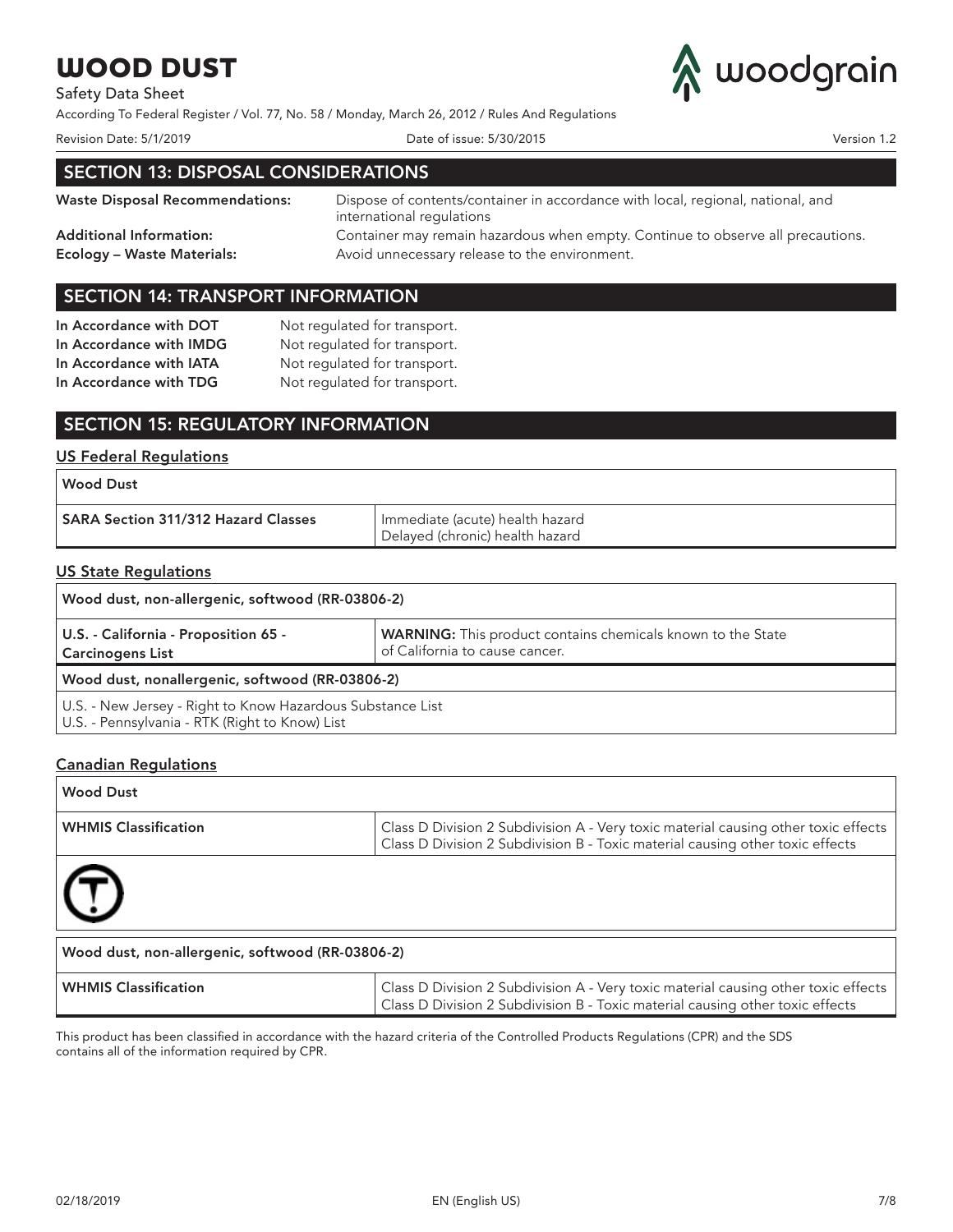## SECTION 13: DISPOSAL CONSIDERATIONS

**Waste Disposal Recommendations:** Dispose of contents/container in accordance with local, regional, national, and international regulations

**Additional Information:** Container may remain hazardous when empty. Continue to observe all precautions.

**Ecology – Waste Materials:** Avoid unnecessary release to the environment.

## SECTION 14: TRANSPORT INFORMATION

**In Accordance with DOT** Not regulated for transport.

**In Accordance with IMDG** Not regulated for transport.

**In Accordance with IATA** Not regulated for transport.

**In Accordance with TDG** Not regulated for transport.

## SECTION 15: REGULATORY INFORMATION

### US Federal Regulations

| Wood Dust | |
|---|---|
| **SARA Section 311/312 Hazard Classes** | Immediate (acute) health hazard<br>Delayed (chronic) health hazard |

### US State Regulations

| Wood dust, non-allergenic, softwood (RR-03806-2) | |
|---|---|
| **U.S. - California - Proposition 65 - Carcinogens List** | **WARNING:** This product contains chemicals known to the State of California to cause cancer. |
| **Wood dust, nonallergenic, softwood (RR-03806-2)** | |
| U.S. - New Jersey - Right to Know Hazardous Substance List<br>U.S. - Pennsylvania - RTK (Right to Know) List | |

### Canadian Regulations

| Wood Dust | |
|---|---|
| **WHMIS Classification** | Class D Division 2 Subdivision A - Very toxic material causing other toxic effects<br>Class D Division 2 Subdivision B - Toxic material causing other toxic effects |

| Wood dust, non-allergenic, softwood (RR-03806-2) | |
|---|---|
| **WHMIS Classification** | Class D Division 2 Subdivision A - Very toxic material causing other toxic effects<br>Class D Division 2 Subdivision B - Toxic material causing other toxic effects |

This product has been classified in accordance with the hazard criteria of the Controlled Products Regulations (CPR) and the SDS contains all of the information required by CPR.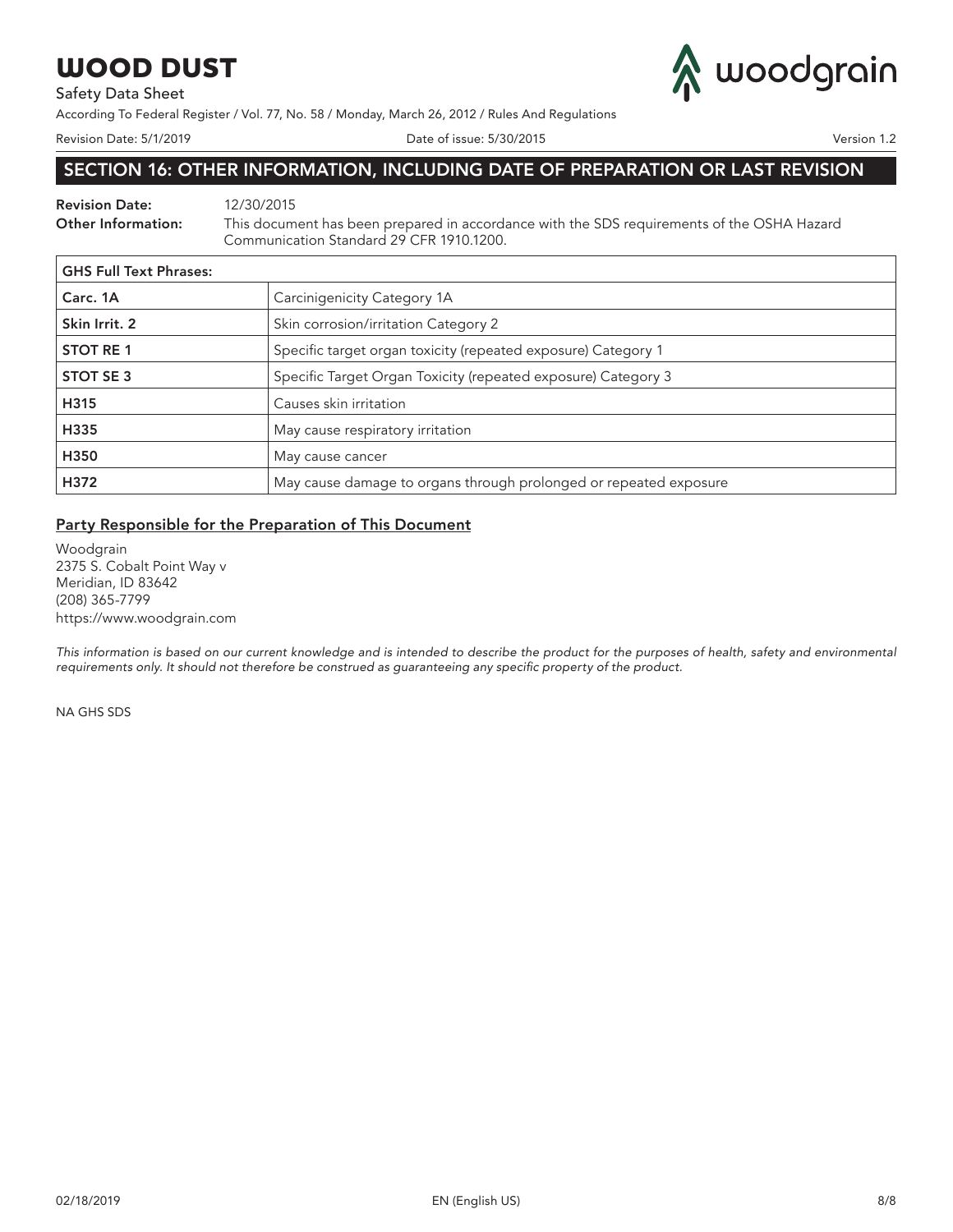## SECTION 16: OTHER INFORMATION, INCLUDING DATE OF PREPARATION OR LAST REVISION

**Revision Date:** 12/30/2015

**Other Information:** This document has been prepared in accordance with the SDS requirements of the OSHA Hazard Communication Standard 29 CFR 1910.1200.

| GHS Full Text Phrases: | |
|---|---|
| **Carc. 1A** | Carcinigenicity Category 1A |
| **Skin Irrit. 2** | Skin corrosion/irritation Category 2 |
| **STOT RE 1** | Specific target organ toxicity (repeated exposure) Category 1 |
| **STOT SE 3** | Specific Target Organ Toxicity (repeated exposure) Category 3 |
| **H315** | Causes skin irritation |
| **H335** | May cause respiratory irritation |
| **H350** | May cause cancer |
| **H372** | May cause damage to organs through prolonged or repeated exposure |

### Party Responsible for the Preparation of This Document

Woodgrain
2375 S. Cobalt Point Way v
Meridian, ID 83642
(208) 365-7799
https://www.woodgrain.com

*This information is based on our current knowledge and is intended to describe the product for the purposes of health, safety and environmental requirements only. It should not therefore be construed as guaranteeing any specific property of the product.*

NA GHS SDS